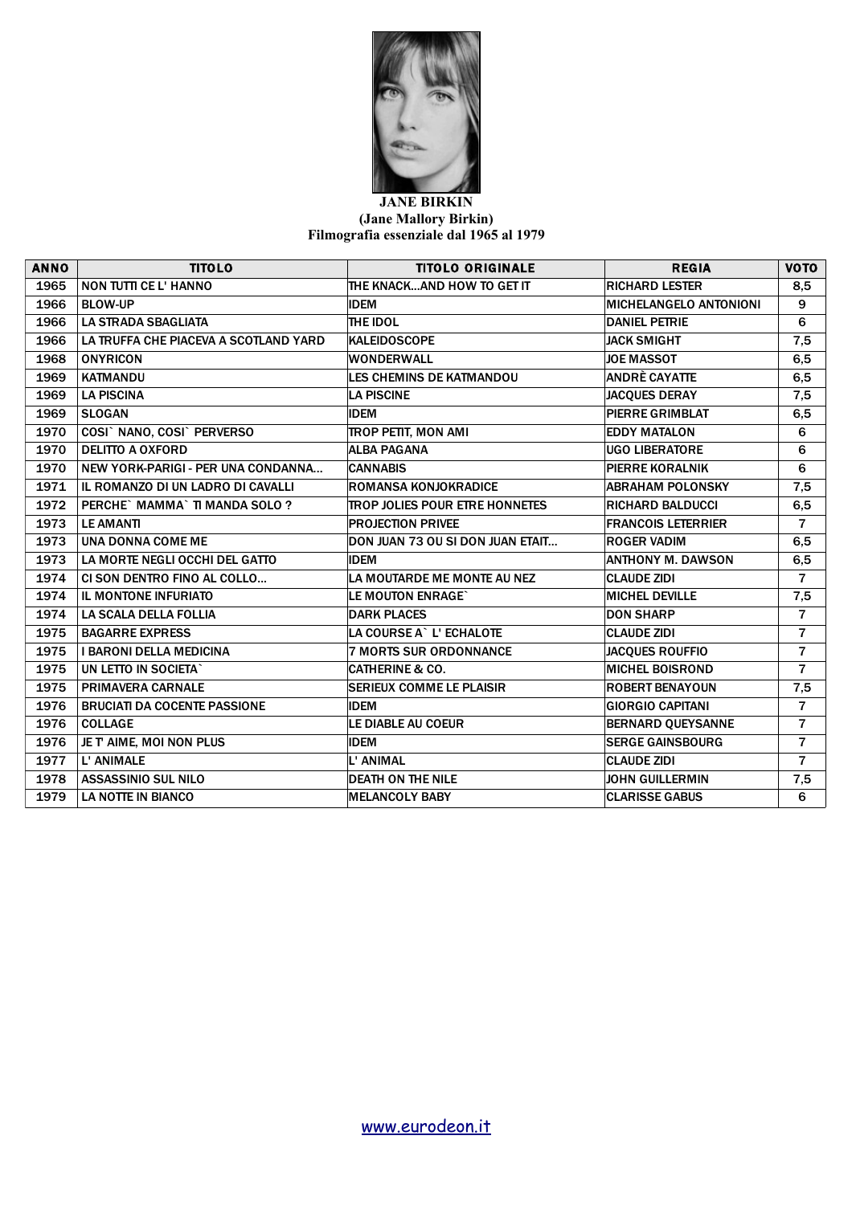**JANE BIRKIN**
**(Jane Mallory Birkin)**
**Filmografia essenziale dal 1965 al 1979**

| ANNO | TITOLO | TITOLO ORIGINALE | REGIA | VOTO |
|---|---|---|---|---|
| 1965 | NON TUTTI CE L' HANNO | THE KNACK...AND HOW TO GET IT | RICHARD LESTER | 8,5 |
| 1966 | BLOW-UP | IDEM | MICHELANGELO ANTONIONI | 9 |
| 1966 | LA STRADA SBAGLIATA | THE IDOL | DANIEL PETRIE | 6 |
| 1966 | LA TRUFFA CHE PIACEVA A SCOTLAND YARD | KALEIDOSCOPE | JACK SMIGHT | 7,5 |
| 1968 | ONYRICON | WONDERWALL | JOE MASSOT | 6,5 |
| 1969 | KATMANDU | LES CHEMINS DE KATMANDOU | ANDRÈ CAYATTE | 6,5 |
| 1969 | LA PISCINA | LA PISCINE | JACQUES DERAY | 7,5 |
| 1969 | SLOGAN | IDEM | PIERRE GRIMBLAT | 6,5 |
| 1970 | COSI` NANO, COSI` PERVERSO | TROP PETIT, MON AMI | EDDY MATALON | 6 |
| 1970 | DELITTO A OXFORD | ALBA PAGANA | UGO LIBERATORE | 6 |
| 1970 | NEW YORK-PARIGI - PER UNA CONDANNA... | CANNABIS | PIERRE KORALNIK | 6 |
| 1971 | IL ROMANZO DI UN LADRO DI CAVALLI | ROMANSA KONJOKRADICE | ABRAHAM POLONSKY | 7,5 |
| 1972 | PERCHE` MAMMA` TI MANDA SOLO ? | TROP JOLIES POUR ETRE HONNETES | RICHARD BALDUCCI | 6,5 |
| 1973 | LE AMANTI | PROJECTION PRIVEE | FRANCOIS LETERRIER | 7 |
| 1973 | UNA DONNA COME ME | DON JUAN 73 OU SI DON JUAN ETAIT... | ROGER VADIM | 6,5 |
| 1973 | LA MORTE NEGLI OCCHI DEL GATTO | IDEM | ANTHONY M. DAWSON | 6,5 |
| 1974 | CI SON DENTRO FINO AL COLLO... | LA MOUTARDE ME MONTE AU NEZ | CLAUDE ZIDI | 7 |
| 1974 | IL MONTONE INFURIATO | LE MOUTON ENRAGE` | MICHEL DEVILLE | 7,5 |
| 1974 | LA SCALA DELLA FOLLIA | DARK PLACES | DON SHARP | 7 |
| 1975 | BAGARRE EXPRESS | LA COURSE A` L' ECHALOTE | CLAUDE ZIDI | 7 |
| 1975 | I BARONI DELLA MEDICINA | 7 MORTS SUR ORDONNANCE | JACQUES ROUFFIO | 7 |
| 1975 | UN LETTO IN SOCIETA` | CATHERINE & CO. | MICHEL BOISROND | 7 |
| 1975 | PRIMAVERA CARNALE | SERIEUX COMME LE PLAISIR | ROBERT BENAYOUN | 7,5 |
| 1976 | BRUCIATI DA COCENTE PASSIONE | IDEM | GIORGIO CAPITANI | 7 |
| 1976 | COLLAGE | LE DIABLE AU COEUR | BERNARD QUEYSANNE | 7 |
| 1976 | JE T' AIME, MOI NON PLUS | IDEM | SERGE GAINSBOURG | 7 |
| 1977 | L' ANIMALE | L' ANIMAL | CLAUDE ZIDI | 7 |
| 1978 | ASSASSINIO SUL NILO | DEATH ON THE NILE | JOHN GUILLERMIN | 7,5 |
| 1979 | LA NOTTE IN BIANCO | MELANCOLY BABY | CLARISSE GABUS | 6 |

www.eurodeon.it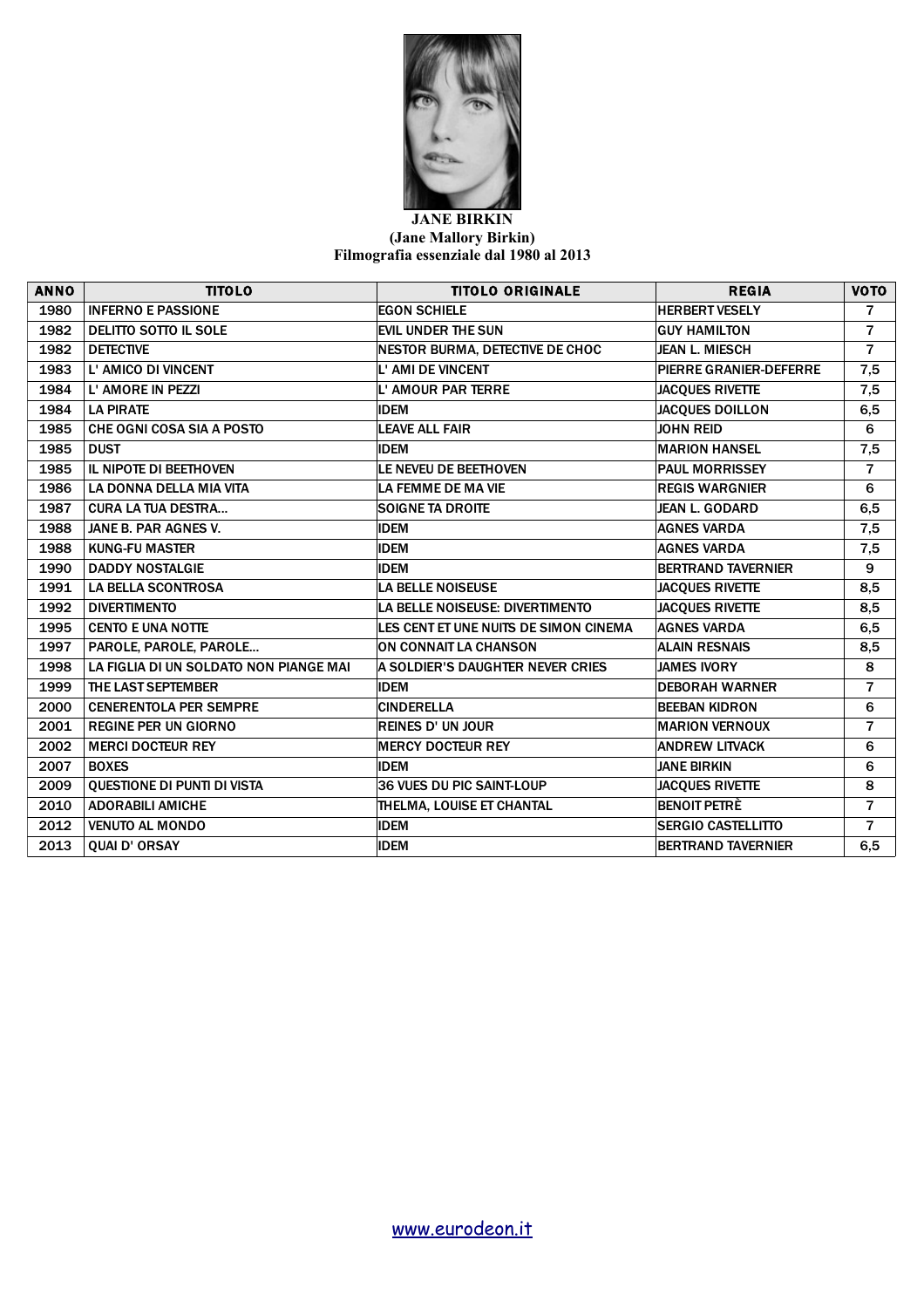**JANE BIRKIN**
**(Jane Mallory Birkin)**
**Filmografia essenziale dal 1980 al 2013**

| ANNO | TITOLO | TITOLO ORIGINALE | REGIA | VOTO |
|---|---|---|---|---|
| 1980 | INFERNO E PASSIONE | EGON SCHIELE | HERBERT VESELY | 7 |
| 1982 | DELITTO SOTTO IL SOLE | EVIL UNDER THE SUN | GUY HAMILTON | 7 |
| 1982 | DETECTIVE | NESTOR BURMA, DETECTIVE DE CHOC | JEAN L. MIESCH | 7 |
| 1983 | L' AMICO DI VINCENT | L' AMI DE VINCENT | PIERRE GRANIER-DEFERRE | 7,5 |
| 1984 | L' AMORE IN PEZZI | L' AMOUR PAR TERRE | JACQUES RIVETTE | 7,5 |
| 1984 | LA PIRATE | IDEM | JACQUES DOILLON | 6,5 |
| 1985 | CHE OGNI COSA SIA A POSTO | LEAVE ALL FAIR | JOHN REID | 6 |
| 1985 | DUST | IDEM | MARION HANSEL | 7,5 |
| 1985 | IL NIPOTE DI BEETHOVEN | LE NEVEU DE BEETHOVEN | PAUL MORRISSEY | 7 |
| 1986 | LA DONNA DELLA MIA VITA | LA FEMME DE MA VIE | REGIS WARGNIER | 6 |
| 1987 | CURA LA TUA DESTRA... | SOIGNE TA DROITE | JEAN L. GODARD | 6,5 |
| 1988 | JANE B. PAR AGNES V. | IDEM | AGNES VARDA | 7,5 |
| 1988 | KUNG-FU MASTER | IDEM | AGNES VARDA | 7,5 |
| 1990 | DADDY NOSTALGIE | IDEM | BERTRAND TAVERNIER | 9 |
| 1991 | LA BELLA SCONTROSA | LA BELLE NOISEUSE | JACQUES RIVETTE | 8,5 |
| 1992 | DIVERTIMENTO | LA BELLE NOISEUSE: DIVERTIMENTO | JACQUES RIVETTE | 8,5 |
| 1995 | CENTO E UNA NOTTE | LES CENT ET UNE NUITS DE SIMON CINEMA | AGNES VARDA | 6,5 |
| 1997 | PAROLE, PAROLE, PAROLE... | ON CONNAIT LA CHANSON | ALAIN RESNAIS | 8,5 |
| 1998 | LA FIGLIA DI UN SOLDATO NON PIANGE MAI | A SOLDIER'S DAUGHTER NEVER CRIES | JAMES IVORY | 8 |
| 1999 | THE LAST SEPTEMBER | IDEM | DEBORAH WARNER | 7 |
| 2000 | CENERENTOLA PER SEMPRE | CINDERELLA | BEEBAN KIDRON | 6 |
| 2001 | REGINE PER UN GIORNO | REINES D' UN JOUR | MARION VERNOUX | 7 |
| 2002 | MERCI DOCTEUR REY | MERCY DOCTEUR REY | ANDREW LITVACK | 6 |
| 2007 | BOXES | IDEM | JANE BIRKIN | 6 |
| 2009 | QUESTIONE DI PUNTI DI VISTA | 36 VUES DU PIC SAINT-LOUP | JACQUES RIVETTE | 8 |
| 2010 | ADORABILI AMICHE | THELMA, LOUISE ET CHANTAL | BENOIT PETRÈ | 7 |
| 2012 | VENUTO AL MONDO | IDEM | SERGIO CASTELLITTO | 7 |
| 2013 | QUAI D' ORSAY | IDEM | BERTRAND TAVERNIER | 6,5 |

www.eurodeon.it